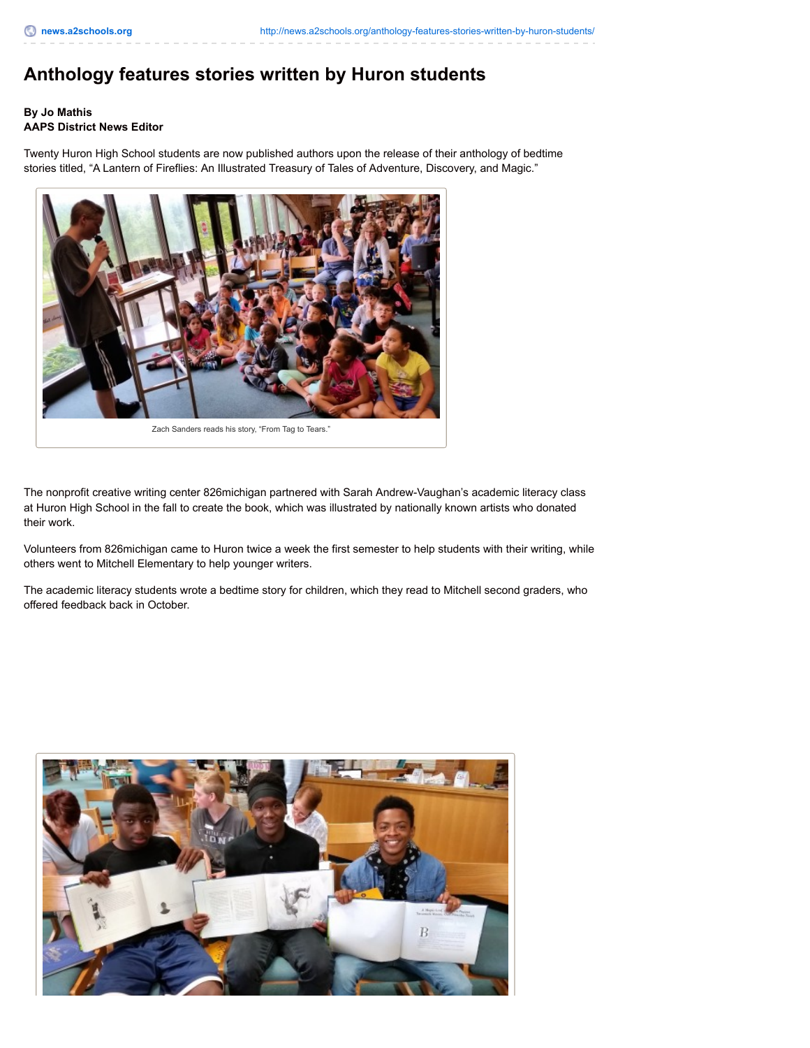# Anthology features stories written by Huron students

**By Jo Mathis**
**AAPS District News Editor**

Twenty Huron High School students are now published authors upon the release of their anthology of bedtime stories titled, "A Lantern of Fireflies: An Illustrated Treasury of Tales of Adventure, Discovery, and Magic."

Zach Sanders reads his story, "From Tag to Tears."

The nonprofit creative writing center 826michigan partnered with Sarah Andrew-Vaughan's academic literacy class at Huron High School in the fall to create the book, which was illustrated by nationally known artists who donated their work.

Volunteers from 826michigan came to Huron twice a week the first semester to help students with their writing, while others went to Mitchell Elementary to help younger writers.

The academic literacy students wrote a bedtime story for children, which they read to Mitchell second graders, who offered feedback back in October.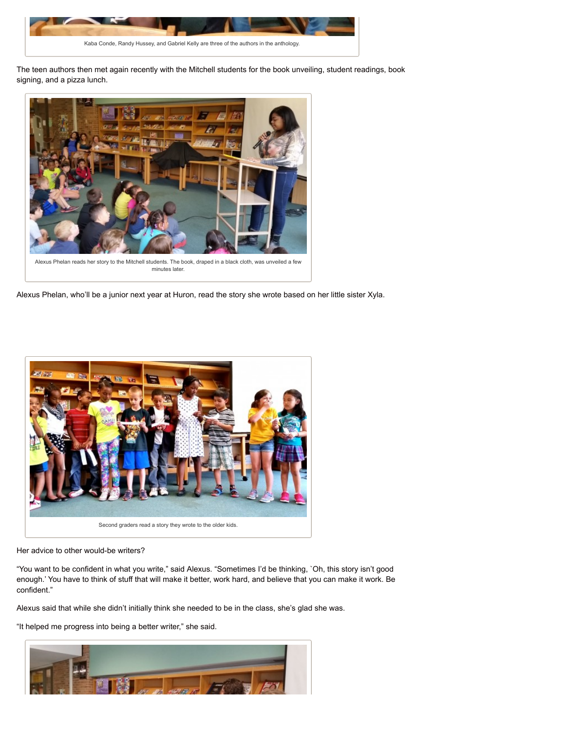Kaba Conde, Randy Hussey, and Gabriel Kelly are three of the authors in the anthology.

The teen authors then met again recently with the Mitchell students for the book unveiling, student readings, book signing, and a pizza lunch.

Alexus Phelan reads her story to the Mitchell students. The book, draped in a black cloth, was unveiled a few minutes later.

Alexus Phelan, who'll be a junior next year at Huron, read the story she wrote based on her little sister Xyla.

Second graders read a story they wrote to the older kids.

Her advice to other would-be writers?

"You want to be confident in what you write," said Alexus. "Sometimes I'd be thinking, `Oh, this story isn't good enough.' You have to think of stuff that will make it better, work hard, and believe that you can make it work. Be confident."

Alexus said that while she didn't initially think she needed to be in the class, she's glad she was.

"It helped me progress into being a better writer," she said.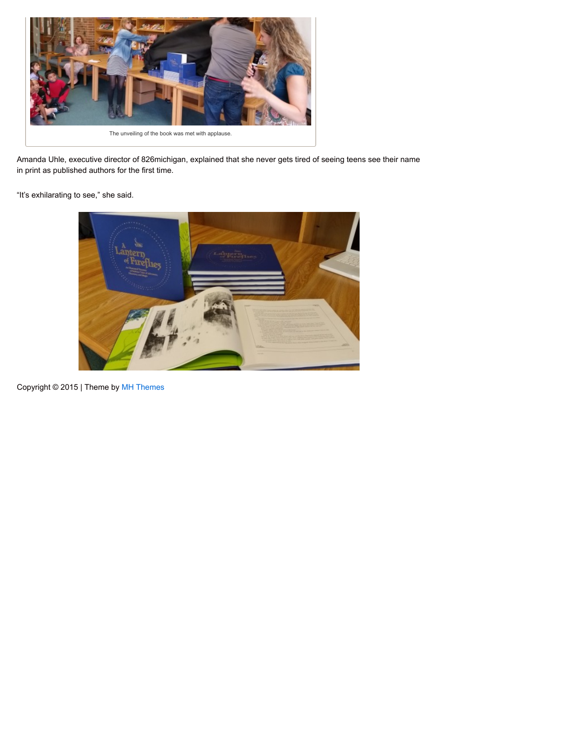The unveiling of the book was met with applause.

Amanda Uhle, executive director of 826michigan, explained that she never gets tired of seeing teens see their name in print as published authors for the first time.

"It's exhilarating to see," she said.

Copyright © 2015 | Theme by MH Themes